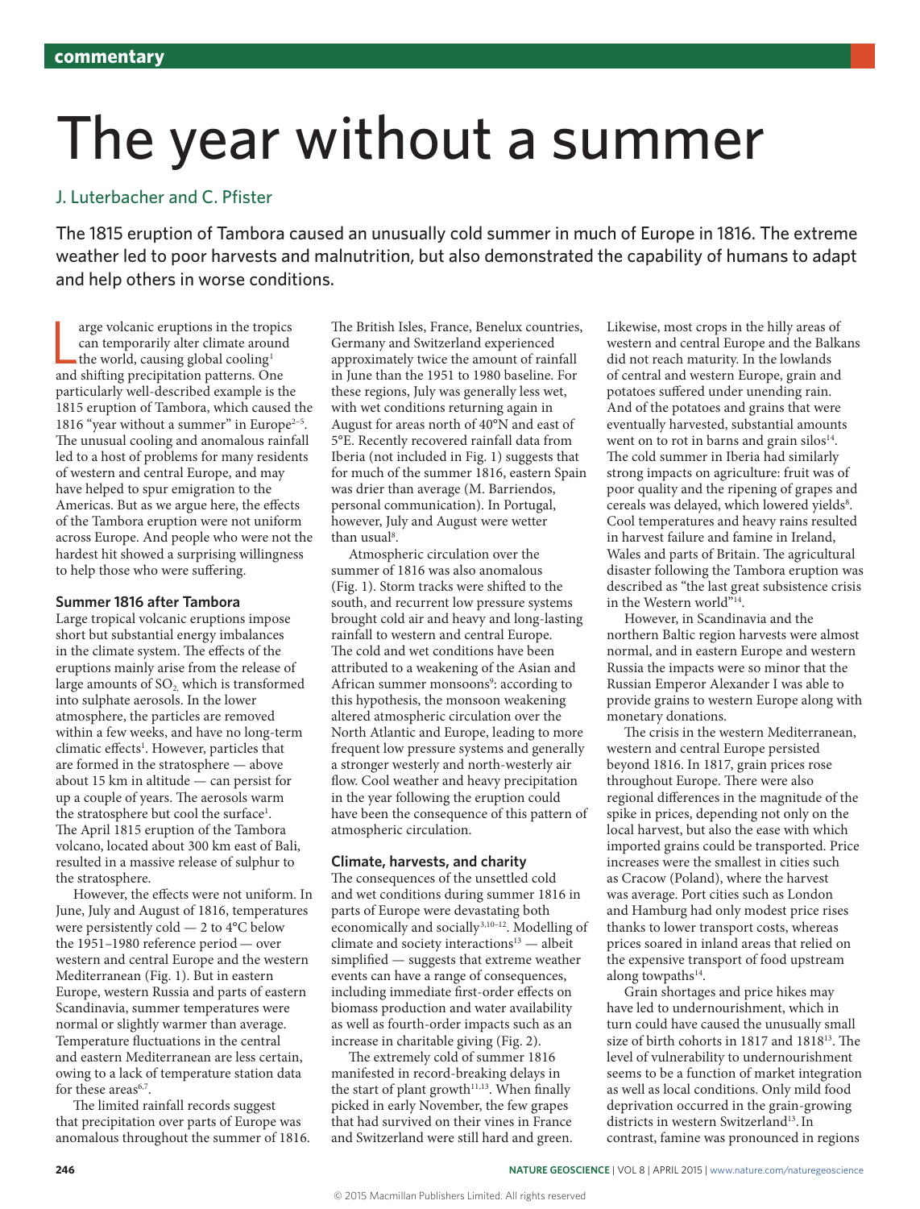commentary

# The year without a summer

J. Luterbacher and C. Pfister

The 1815 eruption of Tambora caused an unusually cold summer in much of Europe in 1816. The extreme weather led to poor harvests and malnutrition, but also demonstrated the capability of humans to adapt and help others in worse conditions.

Large volcanic eruptions in the tropics can temporarily alter climate around the world, causing global cooling[1] and shifting precipitation patterns. One particularly well-described example is the 1815 eruption of Tambora, which caused the 1816 "year without a summer" in Europe[2–5]. The unusual cooling and anomalous rainfall led to a host of problems for many residents of western and central Europe, and may have helped to spur emigration to the Americas. But as we argue here, the effects of the Tambora eruption were not uniform across Europe. And people who were not the hardest hit showed a surprising willingness to help those who were suffering.

### Summer 1816 after Tambora

Large tropical volcanic eruptions impose short but substantial energy imbalances in the climate system. The effects of the eruptions mainly arise from the release of large amounts of $SO_2$, which is transformed into sulphate aerosols. In the lower atmosphere, the particles are removed within a few weeks, and have no long-term climatic effects[1]. However, particles that are formed in the stratosphere — above about 15 km in altitude — can persist for up a couple of years. The aerosols warm the stratosphere but cool the surface[1]. The April 1815 eruption of the Tambora volcano, located about 300 km east of Bali, resulted in a massive release of sulphur to the stratosphere.

However, the effects were not uniform. In June, July and August of 1816, temperatures were persistently cold — 2 to 4°C below the 1951–1980 reference period — over western and central Europe and the western Mediterranean (Fig. 1). But in eastern Europe, western Russia and parts of eastern Scandinavia, summer temperatures were normal or slightly warmer than average. Temperature fluctuations in the central and eastern Mediterranean are less certain, owing to a lack of temperature station data for these areas[6,7].

The limited rainfall records suggest that precipitation over parts of Europe was anomalous throughout the summer of 1816. The British Isles, France, Benelux countries, Germany and Switzerland experienced approximately twice the amount of rainfall in June than the 1951 to 1980 baseline. For these regions, July was generally less wet, with wet conditions returning again in August for areas north of 40°N and east of 5°E. Recently recovered rainfall data from Iberia (not included in Fig. 1) suggests that for much of the summer 1816, eastern Spain was drier than average (M. Barriendos, personal communication). In Portugal, however, July and August were wetter than usual[8].

Atmospheric circulation over the summer of 1816 was also anomalous (Fig. 1). Storm tracks were shifted to the south, and recurrent low pressure systems brought cold air and heavy and long-lasting rainfall to western and central Europe. The cold and wet conditions have been attributed to a weakening of the Asian and African summer monsoons[9]: according to this hypothesis, the monsoon weakening altered atmospheric circulation over the North Atlantic and Europe, leading to more frequent low pressure systems and generally a stronger westerly and north-westerly air flow. Cool weather and heavy precipitation in the year following the eruption could have been the consequence of this pattern of atmospheric circulation.

### Climate, harvests, and charity

The consequences of the unsettled cold and wet conditions during summer 1816 in parts of Europe were devastating both economically and socially[3,10–12]. Modelling of climate and society interactions[13] — albeit simplified — suggests that extreme weather events can have a range of consequences, including immediate first-order effects on biomass production and water availability as well as fourth-order impacts such as an increase in charitable giving (Fig. 2).

The extremely cold of summer 1816 manifested in record-breaking delays in the start of plant growth[11,13]. When finally picked in early November, the few grapes that had survived on their vines in France and Switzerland were still hard and green. Likewise, most crops in the hilly areas of western and central Europe and the Balkans did not reach maturity. In the lowlands of central and western Europe, grain and potatoes suffered under unending rain. And of the potatoes and grains that were eventually harvested, substantial amounts went on to rot in barns and grain silos[14]. The cold summer in Iberia had similarly strong impacts on agriculture: fruit was of poor quality and the ripening of grapes and cereals was delayed, which lowered yields[8]. Cool temperatures and heavy rains resulted in harvest failure and famine in Ireland, Wales and parts of Britain. The agricultural disaster following the Tambora eruption was described as "the last great subsistence crisis in the Western world"[14].

However, in Scandinavia and the northern Baltic region harvests were almost normal, and in eastern Europe and western Russia the impacts were so minor that the Russian Emperor Alexander I was able to provide grains to western Europe along with monetary donations.

The crisis in the western Mediterranean, western and central Europe persisted beyond 1816. In 1817, grain prices rose throughout Europe. There were also regional differences in the magnitude of the spike in prices, depending not only on the local harvest, but also the ease with which imported grains could be transported. Price increases were the smallest in cities such as Cracow (Poland), where the harvest was average. Port cities such as London and Hamburg had only modest price rises thanks to lower transport costs, whereas prices soared in inland areas that relied on the expensive transport of food upstream along towpaths[14].

Grain shortages and price hikes may have led to undernourishment, which in turn could have caused the unusually small size of birth cohorts in 1817 and 1818[13]. The level of vulnerability to undernourishment seems to be a function of market integration as well as local conditions. Only mild food deprivation occurred in the grain-growing districts in western Switzerland[13]. In contrast, famine was pronounced in regions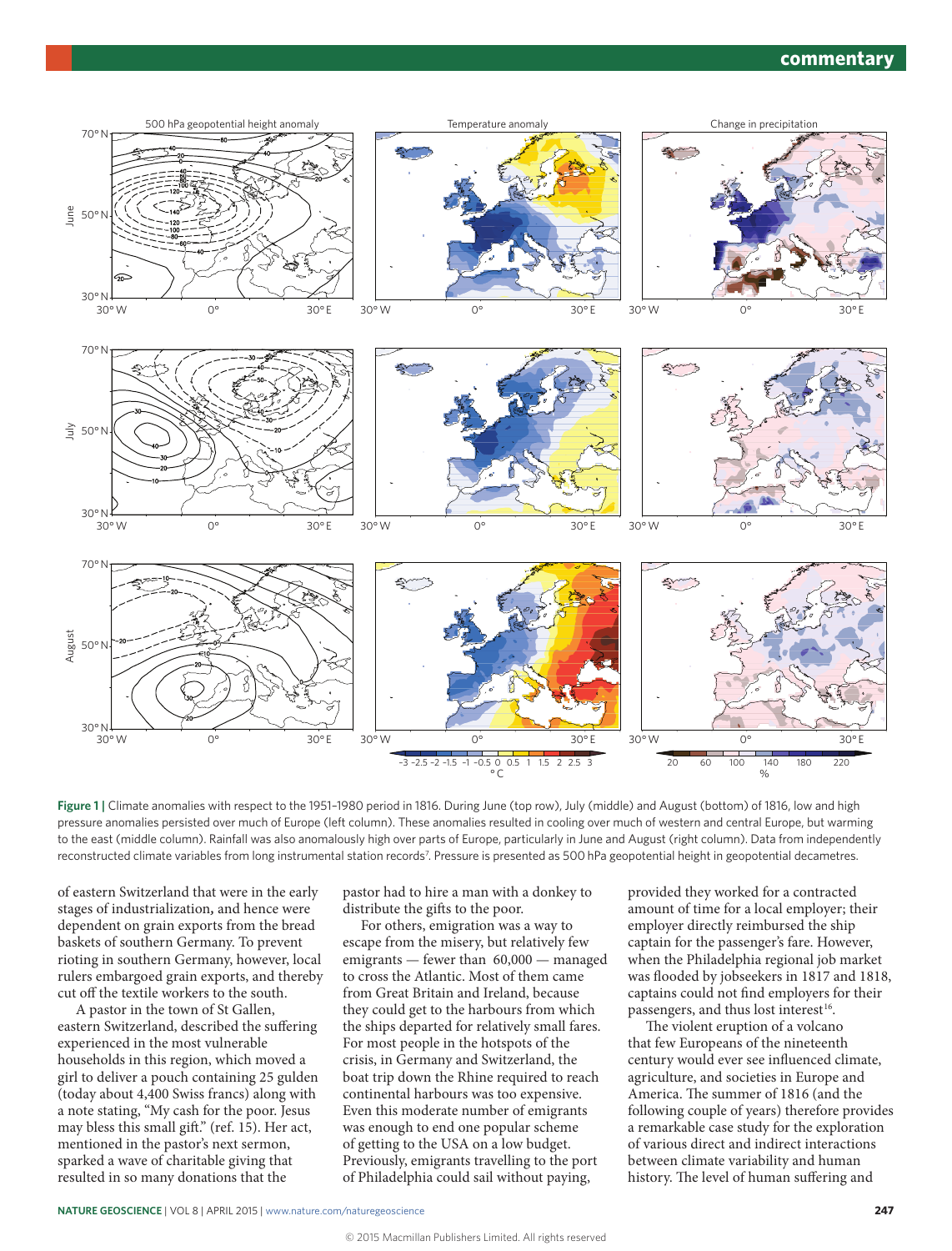Figure 1 | Climate anomalies with respect to the 1951–1980 period in 1816. During June (top row), July (middle) and August (bottom) of 1816, low and high pressure anomalies persisted over much of Europe (left column). These anomalies resulted in cooling over much of western and central Europe, but warming to the east (middle column). Rainfall was also anomalously high over parts of Europe, particularly in June and August (right column). Data from independently reconstructed climate variables from long instrumental station records[7]. Pressure is presented as 500 hPa geopotential height in geopotential decametres.

of eastern Switzerland that were in the early stages of industrialization, and hence were dependent on grain exports from the bread baskets of southern Germany. To prevent rioting in southern Germany, however, local rulers embargoed grain exports, and thereby cut off the textile workers to the south.

A pastor in the town of St Gallen, eastern Switzerland, described the suffering experienced in the most vulnerable households in this region, which moved a girl to deliver a pouch containing 25 gulden (today about 4,400 Swiss francs) along with a note stating, "My cash for the poor. Jesus may bless this small gift." (ref. 15). Her act, mentioned in the pastor's next sermon, sparked a wave of charitable giving that resulted in so many donations that the pastor had to hire a man with a donkey to distribute the gifts to the poor.

For others, emigration was a way to escape from the misery, but relatively few emigrants — fewer than 60,000 — managed to cross the Atlantic. Most of them came from Great Britain and Ireland, because they could get to the harbours from which the ships departed for relatively small fares. For most people in the hotspots of the crisis, in Germany and Switzerland, the boat trip down the Rhine required to reach continental harbours was too expensive. Even this moderate number of emigrants was enough to end one popular scheme of getting to the USA on a low budget. Previously, emigrants travelling to the port of Philadelphia could sail without paying, provided they worked for a contracted amount of time for a local employer; their employer directly reimbursed the ship captain for the passenger's fare. However, when the Philadelphia regional job market was flooded by jobseekers in 1817 and 1818, captains could not find employers for their passengers, and thus lost interest[16].

The violent eruption of a volcano that few Europeans of the nineteenth century would ever see influenced climate, agriculture, and societies in Europe and America. The summer of 1816 (and the following couple of years) therefore provides a remarkable case study for the exploration of various direct and indirect interactions between climate variability and human history. The level of human suffering and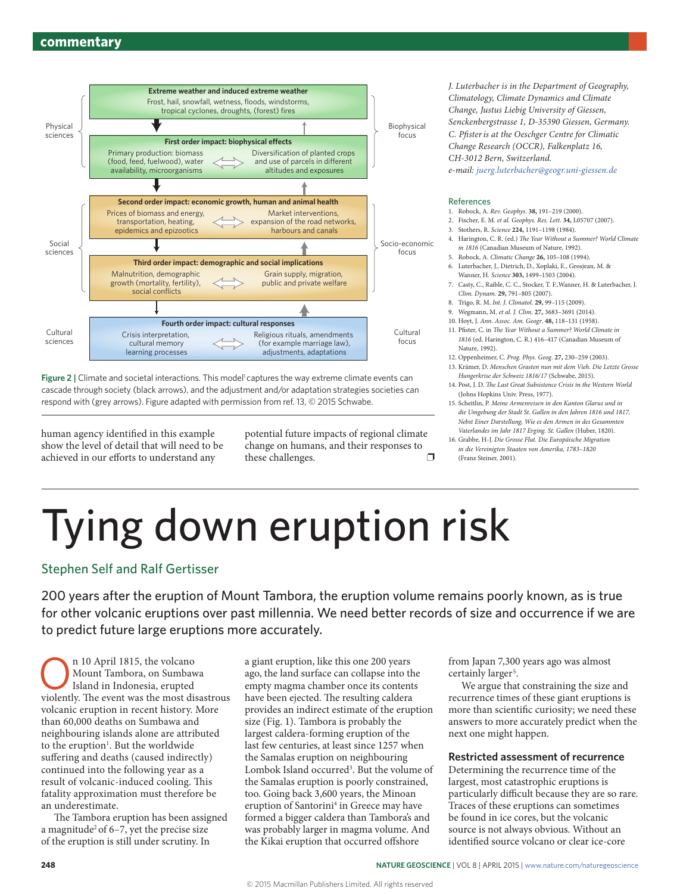Extreme weather and induced extreme weather
Frost, hail, snowfall, wetness, floods, windstorms, tropical cyclones, droughts, (forest) fires

First order impact: biophysical effects
Primary production: biomass (food, feed, fuelwood), water availability, microorganisms
Diversification of planted crops and use of parcels in different altitudes and exposures

Second order impact: economic growth, human and animal health
Prices of biomass and energy, transportation, heating, epidemics and epizootics
Market interventions, expansion of the road networks, harbours and canals

Third order impact: demographic and social implications
Malnutrition, demographic growth (mortality, fertility), social conflicts
Grain supply, migration, public and private welfare

Fourth order impact: cultural responses
Crisis interpretation, cultural memory learning processes
Religious rituals, amendments (for example marriage law), adjustments, adaptations

Physical sciences
Biophysical focus
Social sciences
Socio-economic focus
Cultural sciences
Cultural focus

**Figure 2 |** Climate and societal interactions. This model[1] captures the way extreme climate events can cascade through society (black arrows), and the adjustment and/or adaptation strategies societies can respond with (grey arrows). Figure adapted with permission from ref. 13, © 2015 Schwabe.

human agency identified in this example show the level of detail that will need to be achieved in our efforts to understand any potential future impacts of regional climate change on humans, and their responses to these challenges. ❐

*J. Luterbacher is in the Department of Geography, Climatology, Climate Dynamics and Climate Change, Justus Liebig University of Giessen, Senckenbergstrasse 1, D-35390 Giessen, Germany. C. Pfister is at the Oeschger Centre for Climatic Change Research (OCCR), Falkenplatz 16, CH-3012 Bern, Switzerland.*
*e-mail: juerg.luterbacher@geogr.uni-giessen.de*

## References

1. Robock, A. *Rev. Geophys.* **38,** 191–219 (2000).
2. Fischer, E. M. *et al. Geophys. Res. Lett.* **34,** L05707 (2007).
3. Stothers, R. *Science* **224,** 1191–1198 (1984).
4. Harington, C. R. (ed.) *The Year Without a Summer? World Climate in 1816* (Canadian Museum of Nature, 1992).
5. Robock, A. *Climatic Change* **26,** 105–108 (1994).
6. Luterbacher, J., Dietrich, D., Xoplaki, E., Grosjean, M. & Wanner, H. *Science* **303,** 1499–1503 (2004).
7. Casty, C., Raible, C. C., Stocker, T. F.,Wanner, H. & Luterbacher, J. *Clim. Dynam.* **29,** 791–805 (2007).
8. Trigo, R. M. *Int. J. Climatol.* **29,** 99–115 (2009).
9. Wegmann, M. *et al. J. Clim.* **27,** 3683–3691 (2014).
10. Hoyt, J. *Ann. Assoc. Am. Geogr.* **48,** 118–131 (1958).
11. Pfister, C. in *The Year Without a Summer? World Climate in 1816* (ed. Harington, C. R.) 416–417 (Canadian Museum of Nature, 1992).
12. Oppenheimer, C. *Prog. Phys. Geog.* **27,** 230–259 (2003).
13. Krämer, D. *Menschen Grasten nun mit dem Vieh. Die Letzte Grosse Hungerkrise der Schweiz 1816/17* (Schwabe, 2015).
14. Post, J. D. *The Last Great Subsistence Crisis in the Western World* (Johns Hopkins Univ. Press, 1977).
15. Scheitlin, P. *Meine Armenreisen in den Kanton Glarus und in die Umgebung der Stadt St. Gallen in den Jahren 1816 und 1817, Nebst Einer Darstellung, Wie es den Armen in des Gesammten Vaterlandes im Jahr 1817 Erging. St. Gallen* (Huber, 1820).
16. Grabbe, H-J. *Die Grosse Flut. Die Europäische Migration in die Vereinigten Staaten von Amerika, 1783–1820* (Franz Steiner, 2001).

# Tying down eruption risk

## Stephen Self and Ralf Gertisser

**200 years after the eruption of Mount Tambora, the eruption volume remains poorly known, as is true for other volcanic eruptions over past millennia. We need better records of size and occurrence if we are to predict future large eruptions more accurately.**

On 10 April 1815, the volcano Mount Tambora, on Sumbawa Island in Indonesia, erupted violently. The event was the most disastrous volcanic eruption in recent history. More than 60,000 deaths on Sumbawa and neighbouring islands alone are attributed to the eruption[1]. But the worldwide suffering and deaths (caused indirectly) continued into the following year as a result of volcanic-induced cooling. This fatality approximation must therefore be an underestimate.

The Tambora eruption has been assigned a magnitude[2] of 6–7, yet the precise size of the eruption is still under scrutiny. In a giant eruption, like this one 200 years ago, the land surface can collapse into the empty magma chamber once its contents have been ejected. The resulting caldera provides an indirect estimate of the eruption size (Fig. 1). Tambora is probably the largest caldera-forming eruption of the last few centuries, at least since 1257 when the Samalas eruption on neighbouring Lombok Island occurred[3]. But the volume of the Samalas eruption is poorly constrained, too. Going back 3,600 years, the Minoan eruption of Santorini[4] in Greece may have formed a bigger caldera than Tambora's and was probably larger in magma volume. And the Kikai eruption that occurred offshore from Japan 7,300 years ago was almost certainly larger[5].

We argue that constraining the size and recurrence times of these giant eruptions is more than scientific curiosity; we need these answers to more accurately predict when the next one might happen.

### Restricted assessment of recurrence

Determining the recurrence time of the largest, most catastrophic eruptions is particularly difficult because they are so rare. Traces of these eruptions can sometimes be found in ice cores, but the volcanic source is not always obvious. Without an identified source volcano or clear ice-core